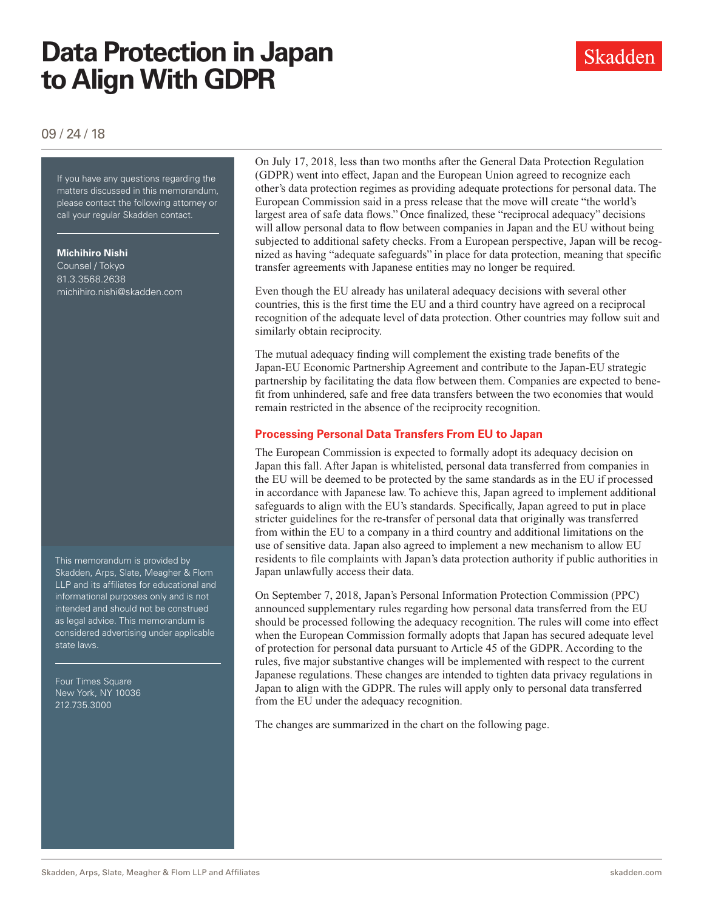# Data Protection in Japan to Align With GDPR

09 / 24 / 18

If you have any questions regarding the matters discussed in this memorandum, please contact the following attorney or call your regular Skadden contact.

**Michihiro Nishi**
Counsel / Tokyo
81.3.3568.2638
michihiro.nishi@skadden.com

This memorandum is provided by Skadden, Arps, Slate, Meagher & Flom LLP and its affiliates for educational and informational purposes only and is not intended and should not be construed as legal advice. This memorandum is considered advertising under applicable state laws.

Four Times Square
New York, NY 10036
212.735.3000

On July 17, 2018, less than two months after the General Data Protection Regulation (GDPR) went into effect, Japan and the European Union agreed to recognize each other's data protection regimes as providing adequate protections for personal data. The European Commission said in a press release that the move will create "the world's largest area of safe data flows." Once finalized, these "reciprocal adequacy" decisions will allow personal data to flow between companies in Japan and the EU without being subjected to additional safety checks. From a European perspective, Japan will be recognized as having "adequate safeguards" in place for data protection, meaning that specific transfer agreements with Japanese entities may no longer be required.

Even though the EU already has unilateral adequacy decisions with several other countries, this is the first time the EU and a third country have agreed on a reciprocal recognition of the adequate level of data protection. Other countries may follow suit and similarly obtain reciprocity.

The mutual adequacy finding will complement the existing trade benefits of the Japan-EU Economic Partnership Agreement and contribute to the Japan-EU strategic partnership by facilitating the data flow between them. Companies are expected to benefit from unhindered, safe and free data transfers between the two economies that would remain restricted in the absence of the reciprocity recognition.

## Processing Personal Data Transfers From EU to Japan

The European Commission is expected to formally adopt its adequacy decision on Japan this fall. After Japan is whitelisted, personal data transferred from companies in the EU will be deemed to be protected by the same standards as in the EU if processed in accordance with Japanese law. To achieve this, Japan agreed to implement additional safeguards to align with the EU's standards. Specifically, Japan agreed to put in place stricter guidelines for the re-transfer of personal data that originally was transferred from within the EU to a company in a third country and additional limitations on the use of sensitive data. Japan also agreed to implement a new mechanism to allow EU residents to file complaints with Japan's data protection authority if public authorities in Japan unlawfully access their data.

On September 7, 2018, Japan's Personal Information Protection Commission (PPC) announced supplementary rules regarding how personal data transferred from the EU should be processed following the adequacy recognition. The rules will come into effect when the European Commission formally adopts that Japan has secured adequate level of protection for personal data pursuant to Article 45 of the GDPR. According to the rules, five major substantive changes will be implemented with respect to the current Japanese regulations. These changes are intended to tighten data privacy regulations in Japan to align with the GDPR. The rules will apply only to personal data transferred from the EU under the adequacy recognition.

The changes are summarized in the chart on the following page.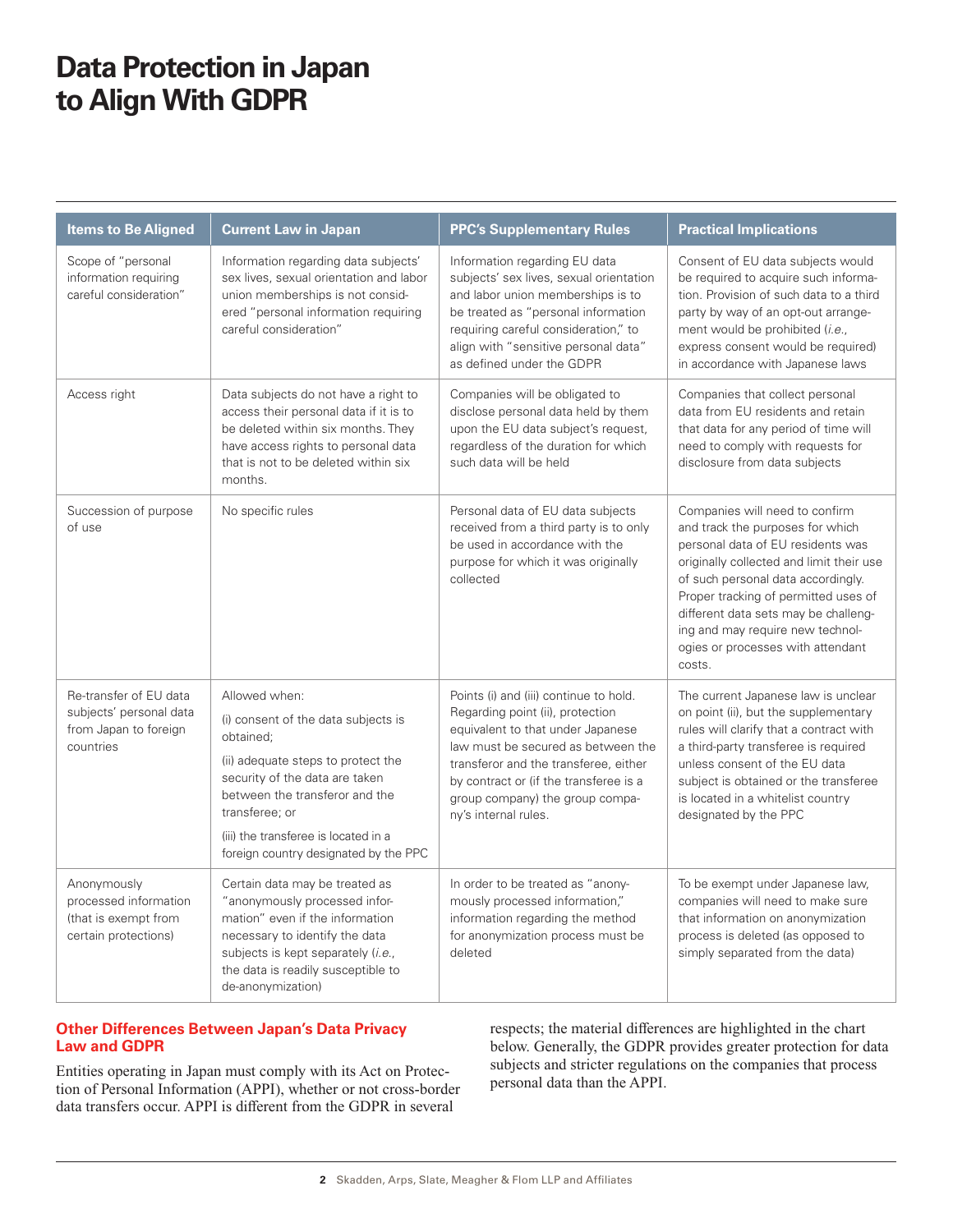# Data Protection in Japan to Align With GDPR

| Items to Be Aligned | Current Law in Japan | PPC's Supplementary Rules | Practical Implications |
|---|---|---|---|
| Scope of "personal information requiring careful consideration" | Information regarding data subjects' sex lives, sexual orientation and labor union memberships is not considered "personal information requiring careful consideration" | Information regarding EU data subjects' sex lives, sexual orientation and labor union memberships is to be treated as "personal information requiring careful consideration," to align with "sensitive personal data" as defined under the GDPR | Consent of EU data subjects would be required to acquire such information. Provision of such data to a third party by way of an opt-out arrangement would be prohibited (*i.e.*, express consent would be required) in accordance with Japanese laws |
| Access right | Data subjects do not have a right to access their personal data if it is to be deleted within six months. They have access rights to personal data that is not to be deleted within six months. | Companies will be obligated to disclose personal data held by them upon the EU data subject's request, regardless of the duration for which such data will be held | Companies that collect personal data from EU residents and retain that data for any period of time will need to comply with requests for disclosure from data subjects |
| Succession of purpose of use | No specific rules | Personal data of EU data subjects received from a third party is to only be used in accordance with the purpose for which it was originally collected | Companies will need to confirm and track the purposes for which personal data of EU residents was originally collected and limit their use of such personal data accordingly. Proper tracking of permitted uses of different data sets may be challenging and may require new technologies or processes with attendant costs. |
| Re-transfer of EU data subjects' personal data from Japan to foreign countries | Allowed when:<br>(i) consent of the data subjects is obtained;<br>(ii) adequate steps to protect the security of the data are taken between the transferor and the transferee; or<br>(iii) the transferee is located in a foreign country designated by the PPC | Points (i) and (iii) continue to hold. Regarding point (ii), protection equivalent to that under Japanese law must be secured as between the transferor and the transferee, either by contract or (if the transferee is a group company) the group company's internal rules. | The current Japanese law is unclear on point (ii), but the supplementary rules will clarify that a contract with a third-party transferee is required unless consent of the EU data subject is obtained or the transferee is located in a whitelist country designated by the PPC |
| Anonymously processed information (that is exempt from certain protections) | Certain data may be treated as "anonymously processed information" even if the information necessary to identify the data subjects is kept separately (*i.e.*, the data is readily susceptible to de-anonymization) | In order to be treated as "anonymously processed information," information regarding the method for anonymization process must be deleted | To be exempt under Japanese law, companies will need to make sure that information on anonymization process is deleted (as opposed to simply separated from the data) |

## Other Differences Between Japan's Data Privacy Law and GDPR

Entities operating in Japan must comply with its Act on Protection of Personal Information (APPI), whether or not cross-border data transfers occur. APPI is different from the GDPR in several respects; the material differences are highlighted in the chart below. Generally, the GDPR provides greater protection for data subjects and stricter regulations on the companies that process personal data than the APPI.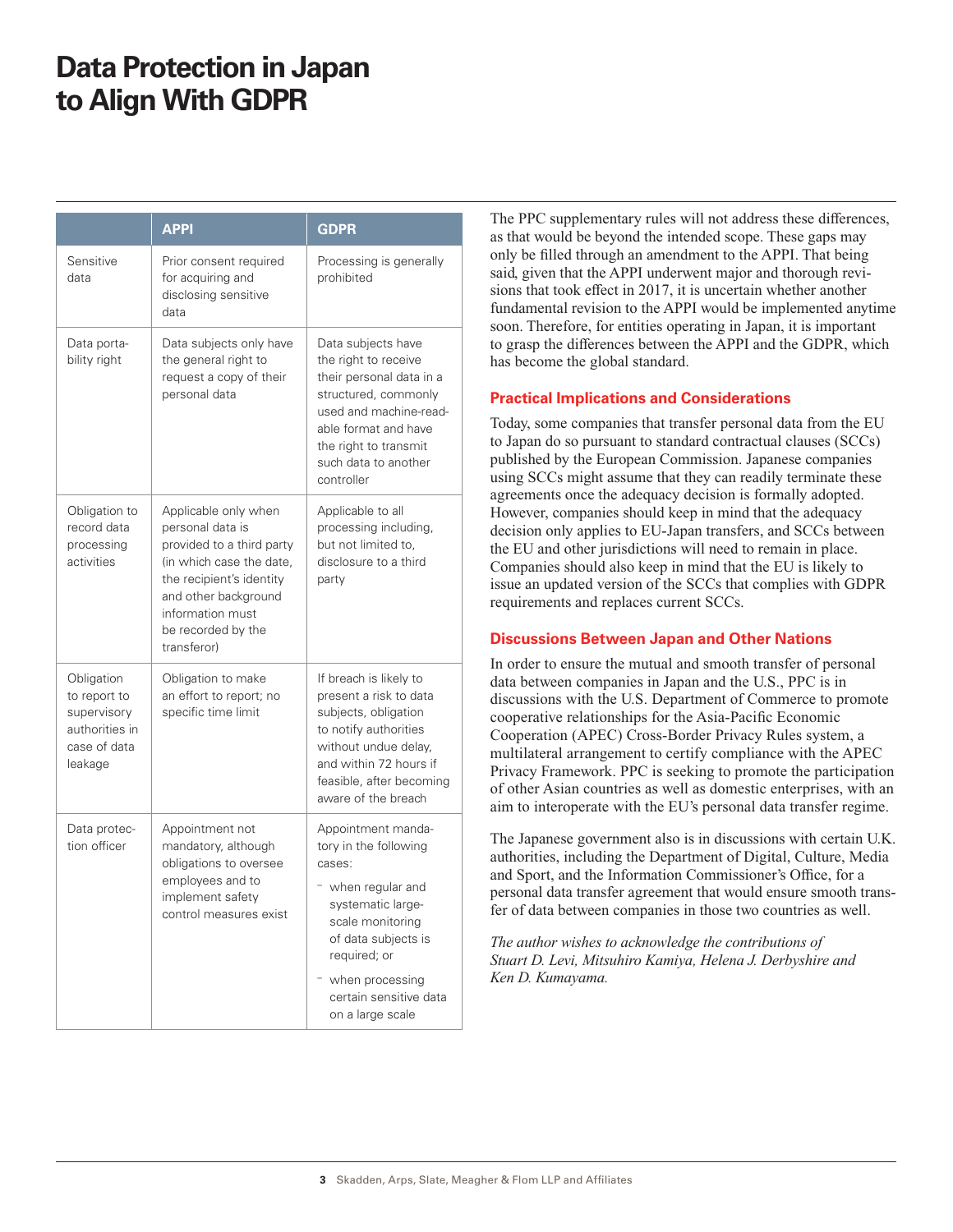# Data Protection in Japan to Align With GDPR

| | APPI | GDPR |
|---|---|---|
| Sensitive data | Prior consent required for acquiring and disclosing sensitive data | Processing is generally prohibited |
| Data portability right | Data subjects only have the general right to request a copy of their personal data | Data subjects have the right to receive their personal data in a structured, commonly used and machine-readable format and have the right to transmit such data to another controller |
| Obligation to record data processing activities | Applicable only when personal data is provided to a third party (in which case the date, the recipient's identity and other background information must be recorded by the transferor) | Applicable to all processing including, but not limited to, disclosure to a third party |
| Obligation to report to supervisory authorities in case of data leakage | Obligation to make an effort to report; no specific time limit | If breach is likely to present a risk to data subjects, obligation to notify authorities without undue delay, and within 72 hours if feasible, after becoming aware of the breach |
| Data protection officer | Appointment not mandatory, although obligations to oversee employees and to implement safety control measures exist | Appointment mandatory in the following cases:<br>- when regular and systematic large-scale monitoring of data subjects is required; or<br>- when processing certain sensitive data on a large scale |

The PPC supplementary rules will not address these differences, as that would be beyond the intended scope. These gaps may only be filled through an amendment to the APPI. That being said, given that the APPI underwent major and thorough revisions that took effect in 2017, it is uncertain whether another fundamental revision to the APPI would be implemented anytime soon. Therefore, for entities operating in Japan, it is important to grasp the differences between the APPI and the GDPR, which has become the global standard.

## Practical Implications and Considerations

Today, some companies that transfer personal data from the EU to Japan do so pursuant to standard contractual clauses (SCCs) published by the European Commission. Japanese companies using SCCs might assume that they can readily terminate these agreements once the adequacy decision is formally adopted. However, companies should keep in mind that the adequacy decision only applies to EU-Japan transfers, and SCCs between the EU and other jurisdictions will need to remain in place. Companies should also keep in mind that the EU is likely to issue an updated version of the SCCs that complies with GDPR requirements and replaces current SCCs.

## Discussions Between Japan and Other Nations

In order to ensure the mutual and smooth transfer of personal data between companies in Japan and the U.S., PPC is in discussions with the U.S. Department of Commerce to promote cooperative relationships for the Asia-Pacific Economic Cooperation (APEC) Cross-Border Privacy Rules system, a multilateral arrangement to certify compliance with the APEC Privacy Framework. PPC is seeking to promote the participation of other Asian countries as well as domestic enterprises, with an aim to interoperate with the EU's personal data transfer regime.

The Japanese government also is in discussions with certain U.K. authorities, including the Department of Digital, Culture, Media and Sport, and the Information Commissioner's Office, for a personal data transfer agreement that would ensure smooth transfer of data between companies in those two countries as well.

*The author wishes to acknowledge the contributions of Stuart D. Levi, Mitsuhiro Kamiya, Helena J. Derbyshire and Ken D. Kumayama.*